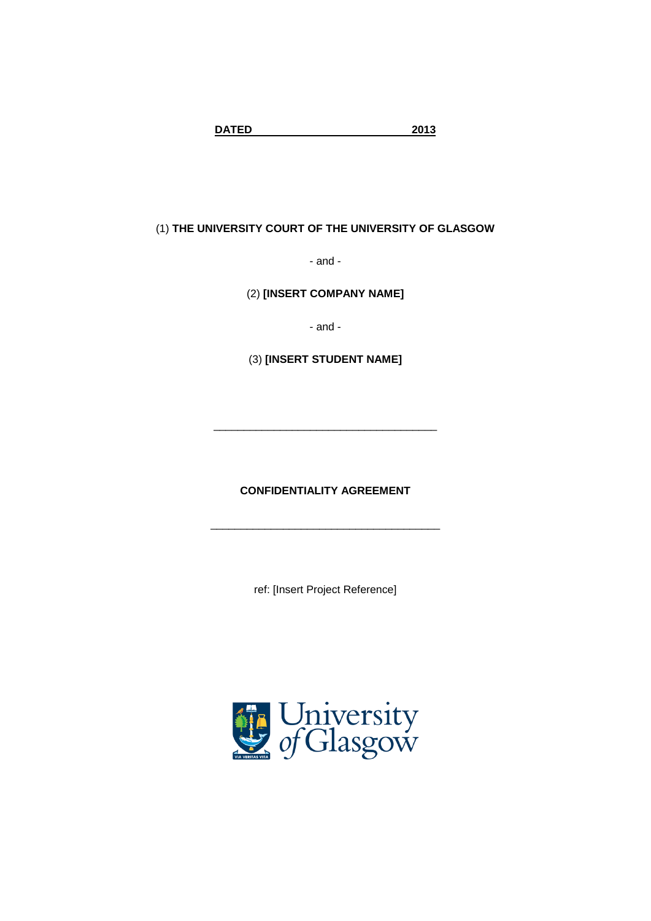**DATED 2013**

(1) **THE UNIVERSITY COURT OF THE UNIVERSITY OF GLASGOW**

- and -

(2) **[INSERT COMPANY NAME]**

- and -

(3) **[INSERT STUDENT NAME]**

---

**CONFIDENTIALITY AGREEMENT**

---

ref: [Insert Project Reference]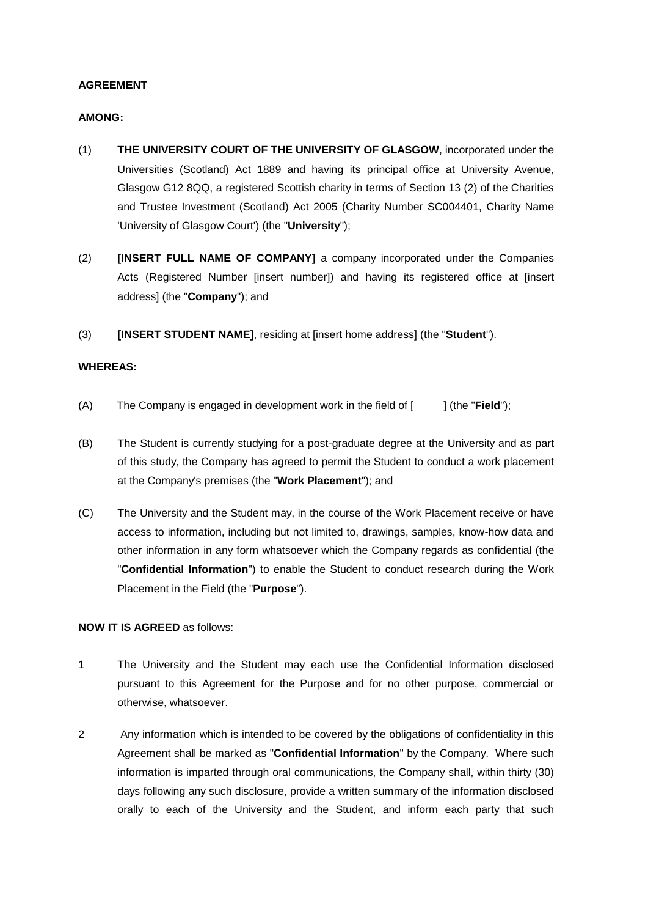**AGREEMENT**

**AMONG:**

(1) **THE UNIVERSITY COURT OF THE UNIVERSITY OF GLASGOW**, incorporated under the Universities (Scotland) Act 1889 and having its principal office at University Avenue, Glasgow G12 8QQ, a registered Scottish charity in terms of Section 13 (2) of the Charities and Trustee Investment (Scotland) Act 2005 (Charity Number SC004401, Charity Name 'University of Glasgow Court') (the "**University**");

(2) **[INSERT FULL NAME OF COMPANY]** a company incorporated under the Companies Acts (Registered Number [insert number]) and having its registered office at [insert address] (the "**Company**"); and

(3) **[INSERT STUDENT NAME]**, residing at [insert home address] (the "**Student**").

**WHEREAS:**

(A) The Company is engaged in development work in the field of [ ] (the "**Field**");

(B) The Student is currently studying for a post-graduate degree at the University and as part of this study, the Company has agreed to permit the Student to conduct a work placement at the Company's premises (the "**Work Placement**"); and

(C) The University and the Student may, in the course of the Work Placement receive or have access to information, including but not limited to, drawings, samples, know-how data and other information in any form whatsoever which the Company regards as confidential (the "**Confidential Information**") to enable the Student to conduct research during the Work Placement in the Field (the "**Purpose**").

**NOW IT IS AGREED** as follows:

1 The University and the Student may each use the Confidential Information disclosed pursuant to this Agreement for the Purpose and for no other purpose, commercial or otherwise, whatsoever.

2 Any information which is intended to be covered by the obligations of confidentiality in this Agreement shall be marked as "**Confidential Information**" by the Company. Where such information is imparted through oral communications, the Company shall, within thirty (30) days following any such disclosure, provide a written summary of the information disclosed orally to each of the University and the Student, and inform each party that such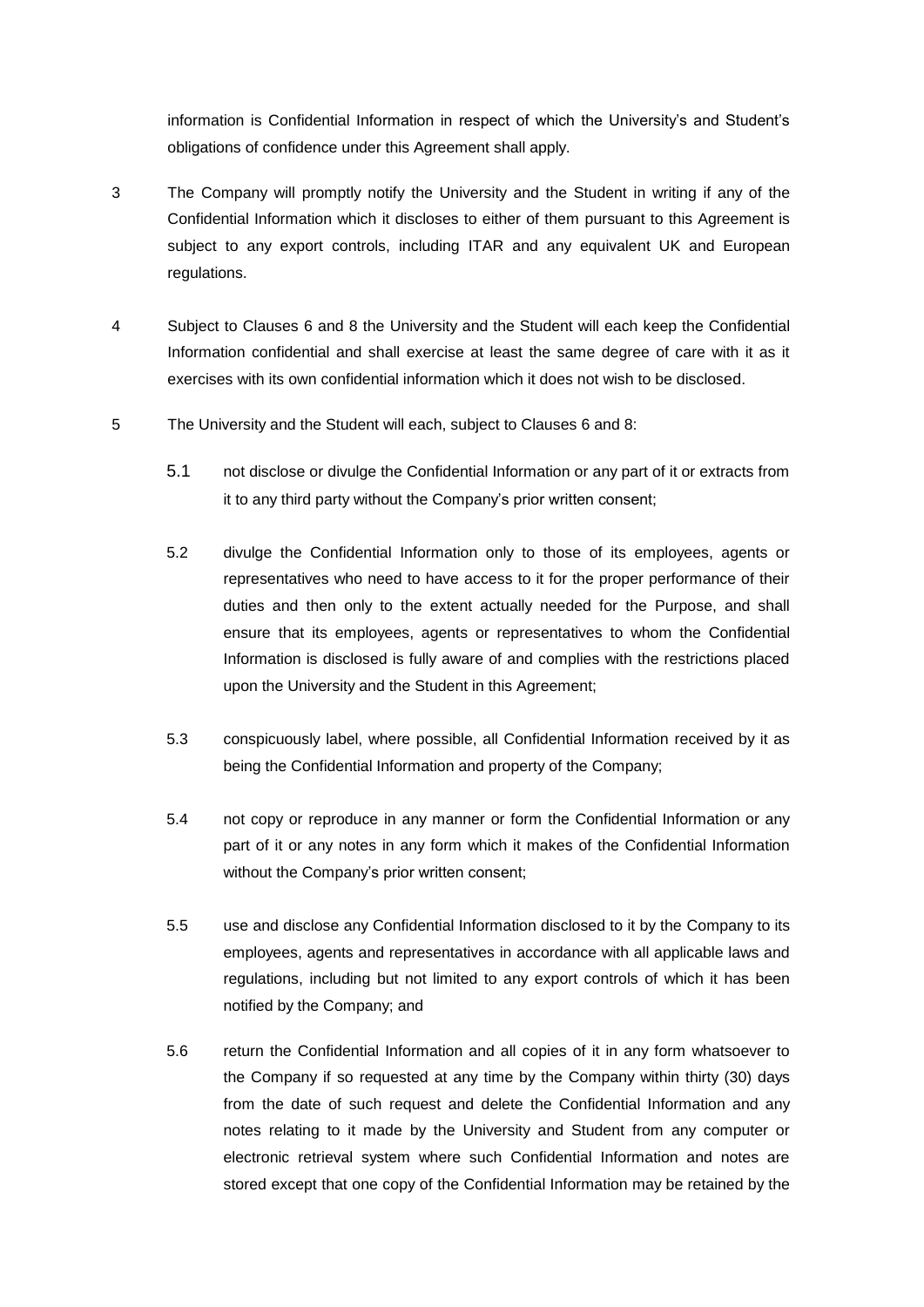information is Confidential Information in respect of which the University's and Student's obligations of confidence under this Agreement shall apply.

3 The Company will promptly notify the University and the Student in writing if any of the Confidential Information which it discloses to either of them pursuant to this Agreement is subject to any export controls, including ITAR and any equivalent UK and European regulations.

4 Subject to Clauses 6 and 8 the University and the Student will each keep the Confidential Information confidential and shall exercise at least the same degree of care with it as it exercises with its own confidential information which it does not wish to be disclosed.

5 The University and the Student will each, subject to Clauses 6 and 8:

5.1 not disclose or divulge the Confidential Information or any part of it or extracts from it to any third party without the Company's prior written consent;

5.2 divulge the Confidential Information only to those of its employees, agents or representatives who need to have access to it for the proper performance of their duties and then only to the extent actually needed for the Purpose, and shall ensure that its employees, agents or representatives to whom the Confidential Information is disclosed is fully aware of and complies with the restrictions placed upon the University and the Student in this Agreement;

5.3 conspicuously label, where possible, all Confidential Information received by it as being the Confidential Information and property of the Company;

5.4 not copy or reproduce in any manner or form the Confidential Information or any part of it or any notes in any form which it makes of the Confidential Information without the Company's prior written consent;

5.5 use and disclose any Confidential Information disclosed to it by the Company to its employees, agents and representatives in accordance with all applicable laws and regulations, including but not limited to any export controls of which it has been notified by the Company; and

5.6 return the Confidential Information and all copies of it in any form whatsoever to the Company if so requested at any time by the Company within thirty (30) days from the date of such request and delete the Confidential Information and any notes relating to it made by the University and Student from any computer or electronic retrieval system where such Confidential Information and notes are stored except that one copy of the Confidential Information may be retained by the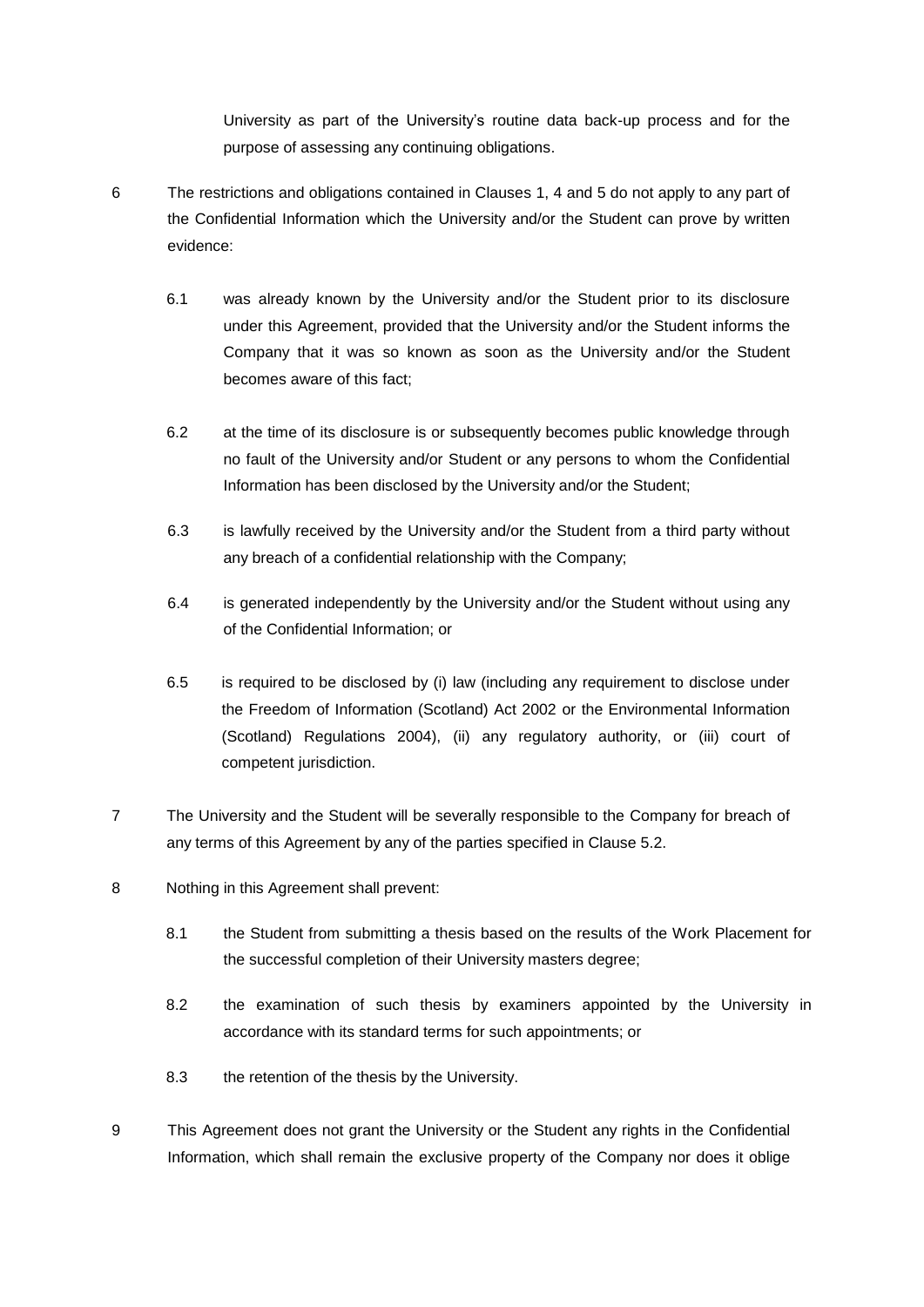University as part of the University's routine data back-up process and for the purpose of assessing any continuing obligations.

6 The restrictions and obligations contained in Clauses 1, 4 and 5 do not apply to any part of the Confidential Information which the University and/or the Student can prove by written evidence:

6.1 was already known by the University and/or the Student prior to its disclosure under this Agreement, provided that the University and/or the Student informs the Company that it was so known as soon as the University and/or the Student becomes aware of this fact;

6.2 at the time of its disclosure is or subsequently becomes public knowledge through no fault of the University and/or Student or any persons to whom the Confidential Information has been disclosed by the University and/or the Student;

6.3 is lawfully received by the University and/or the Student from a third party without any breach of a confidential relationship with the Company;

6.4 is generated independently by the University and/or the Student without using any of the Confidential Information; or

6.5 is required to be disclosed by (i) law (including any requirement to disclose under the Freedom of Information (Scotland) Act 2002 or the Environmental Information (Scotland) Regulations 2004), (ii) any regulatory authority, or (iii) court of competent jurisdiction.

7 The University and the Student will be severally responsible to the Company for breach of any terms of this Agreement by any of the parties specified in Clause 5.2.

8 Nothing in this Agreement shall prevent:

8.1 the Student from submitting a thesis based on the results of the Work Placement for the successful completion of their University masters degree;

8.2 the examination of such thesis by examiners appointed by the University in accordance with its standard terms for such appointments; or

8.3 the retention of the thesis by the University.

9 This Agreement does not grant the University or the Student any rights in the Confidential Information, which shall remain the exclusive property of the Company nor does it oblige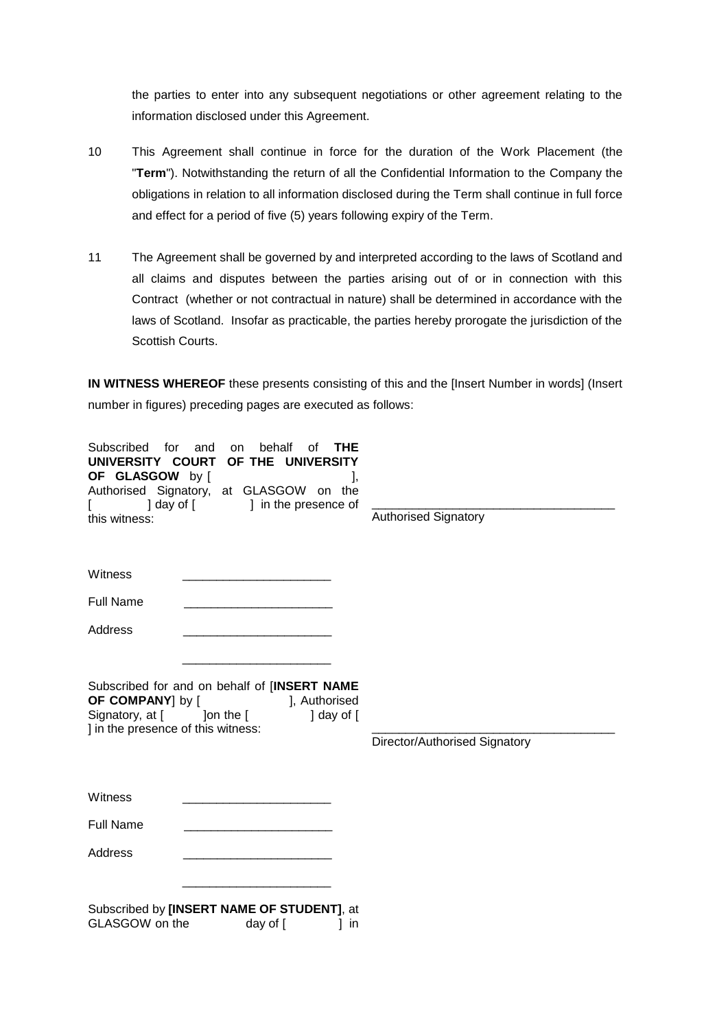the parties to enter into any subsequent negotiations or other agreement relating to the information disclosed under this Agreement.

10 This Agreement shall continue in force for the duration of the Work Placement (the "**Term**"). Notwithstanding the return of all the Confidential Information to the Company the obligations in relation to all information disclosed during the Term shall continue in full force and effect for a period of five (5) years following expiry of the Term.

11 The Agreement shall be governed by and interpreted according to the laws of Scotland and all claims and disputes between the parties arising out of or in connection with this Contract (whether or not contractual in nature) shall be determined in accordance with the laws of Scotland. Insofar as practicable, the parties hereby prorogate the jurisdiction of the Scottish Courts.

**IN WITNESS WHEREOF** these presents consisting of this and the [Insert Number in words] (Insert number in figures) preceding pages are executed as follows:

Subscribed for and on behalf of **THE UNIVERSITY COURT OF THE UNIVERSITY OF GLASGOW** by [ ], Authorised Signatory, at GLASGOW on the [ ] day of [ ] in the presence of this witness:

\_\_\_\_\_\_\_\_\_\_\_\_\_\_\_\_\_\_\_\_\_\_\_\_\_\_\_\_\_\_\_\_\_\_\_
Authorised Signatory

Witness \_\_\_\_\_\_\_\_\_\_\_\_\_\_\_\_\_\_\_\_\_\_

Full Name \_\_\_\_\_\_\_\_\_\_\_\_\_\_\_\_\_\_\_\_\_\_

Address \_\_\_\_\_\_\_\_\_\_\_\_\_\_\_\_\_\_\_\_\_\_

\_\_\_\_\_\_\_\_\_\_\_\_\_\_\_\_\_\_\_\_\_\_

Subscribed for and on behalf of [**INSERT NAME OF COMPANY**] by [ ], Authorised Signatory, at [ ]on the [ ] day of [ ] in the presence of this witness:

\_\_\_\_\_\_\_\_\_\_\_\_\_\_\_\_\_\_\_\_\_\_\_\_\_\_\_\_\_\_\_\_\_\_\_
Director/Authorised Signatory

Witness \_\_\_\_\_\_\_\_\_\_\_\_\_\_\_\_\_\_\_\_\_\_

Full Name \_\_\_\_\_\_\_\_\_\_\_\_\_\_\_\_\_\_\_\_\_\_

Address \_\_\_\_\_\_\_\_\_\_\_\_\_\_\_\_\_\_\_\_\_\_

\_\_\_\_\_\_\_\_\_\_\_\_\_\_\_\_\_\_\_\_\_\_

Subscribed by **[INSERT NAME OF STUDENT]**, at GLASGOW on the day of [ ] in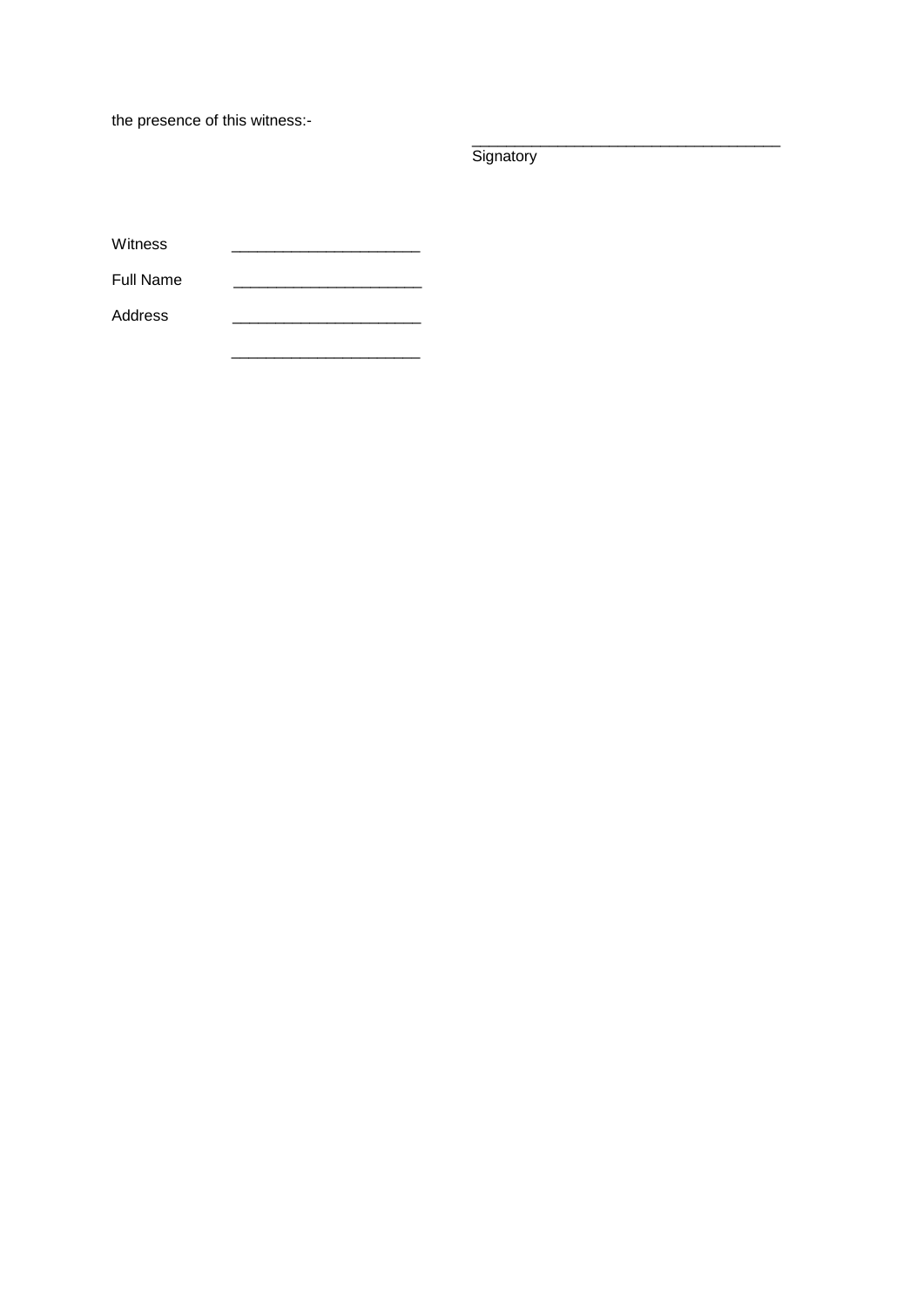the presence of this witness:-

\_\_\_\_\_\_\_\_\_\_\_\_\_\_\_\_\_\_\_\_\_\_\_\_\_\_\_\_\_\_\_\_\_\_\_\_
Signatory

Witness \_\_\_\_\_\_\_\_\_\_\_\_\_\_\_\_\_\_\_\_\_\_

Full Name \_\_\_\_\_\_\_\_\_\_\_\_\_\_\_\_\_\_\_\_\_\_

Address \_\_\_\_\_\_\_\_\_\_\_\_\_\_\_\_\_\_\_\_\_\_

\_\_\_\_\_\_\_\_\_\_\_\_\_\_\_\_\_\_\_\_\_\_